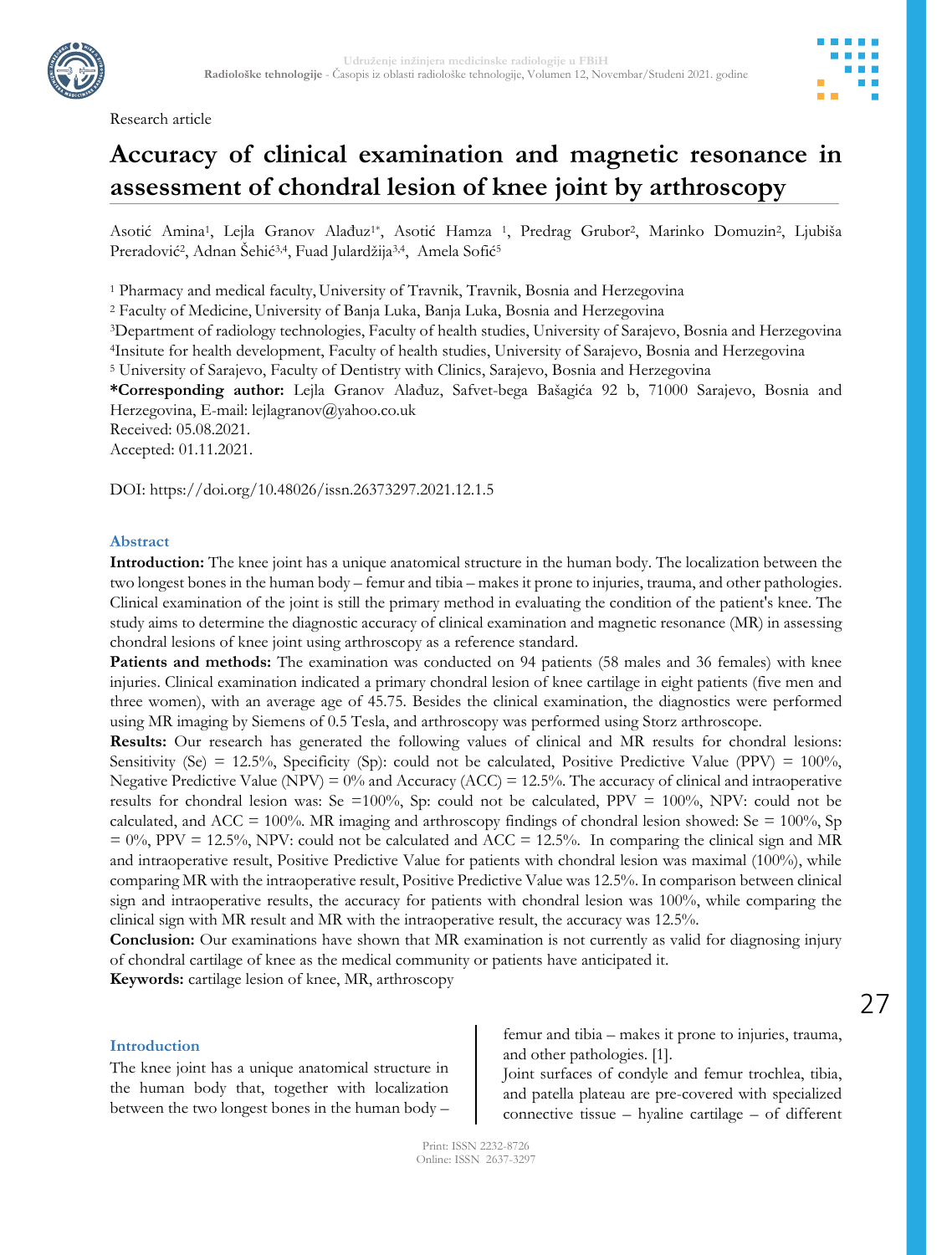Research article

# Accuracy of clinical examination and magnetic resonance in assessment of chondral lesion of knee joint by arthroscopy

Asotić Amina[1], Lejla Granov Alađuz[1*], Asotić Hamza [1], Predrag Grubor[2], Marinko Domuzin[2], Ljubiša Preradović[2], Adnan Šehić[3,4], Fuad Julardžija[3,4], Amela Sofić[5]

[1] Pharmacy and medical faculty, University of Travnik, Travnik, Bosnia and Herzegovina
[2] Faculty of Medicine, University of Banja Luka, Banja Luka, Bosnia and Herzegovina
[3]Department of radiology technologies, Faculty of health studies, University of Sarajevo, Bosnia and Herzegovina
[4]Insitute for health development, Faculty of health studies, University of Sarajevo, Bosnia and Herzegovina
[5] University of Sarajevo, Faculty of Dentistry with Clinics, Sarajevo, Bosnia and Herzegovina

**\*Corresponding author:** Lejla Granov Alađuz, Safvet-bega Bašagića 92 b, 71000 Sarajevo, Bosnia and Herzegovina, E-mail: lejlagranov@yahoo.co.uk

Received: 05.08.2021.

Accepted: 01.11.2021.

DOI: https://doi.org/10.48026/issn.26373297.2021.12.1.5

## Abstract

**Introduction:** The knee joint has a unique anatomical structure in the human body. The localization between the two longest bones in the human body – femur and tibia – makes it prone to injuries, trauma, and other pathologies. Clinical examination of the joint is still the primary method in evaluating the condition of the patient's knee. The study aims to determine the diagnostic accuracy of clinical examination and magnetic resonance (MR) in assessing chondral lesions of knee joint using arthroscopy as a reference standard.

**Patients and methods:** The examination was conducted on 94 patients (58 males and 36 females) with knee injuries. Clinical examination indicated a primary chondral lesion of knee cartilage in eight patients (five men and three women), with an average age of 45.75. Besides the clinical examination, the diagnostics were performed using MR imaging by Siemens of 0.5 Tesla, and arthroscopy was performed using Storz arthroscope.

**Results:** Our research has generated the following values of clinical and MR results for chondral lesions: Sensitivity (Se) = 12.5%, Specificity (Sp): could not be calculated, Positive Predictive Value (PPV) = 100%, Negative Predictive Value (NPV) = 0% and Accuracy (ACC) = 12.5%. The accuracy of clinical and intraoperative results for chondral lesion was: Se =100%, Sp: could not be calculated, PPV = 100%, NPV: could not be calculated, and ACC = 100%. MR imaging and arthroscopy findings of chondral lesion showed: Se = 100%, Sp = 0%, PPV = 12.5%, NPV: could not be calculated and ACC = 12.5%. In comparing the clinical sign and MR and intraoperative result, Positive Predictive Value for patients with chondral lesion was maximal (100%), while comparing MR with the intraoperative result, Positive Predictive Value was 12.5%. In comparison between clinical sign and intraoperative results, the accuracy for patients with chondral lesion was 100%, while comparing the clinical sign with MR result and MR with the intraoperative result, the accuracy was 12.5%.

**Conclusion:** Our examinations have shown that MR examination is not currently as valid for diagnosing injury of chondral cartilage of knee as the medical community or patients have anticipated it.

**Keywords:** cartilage lesion of knee, MR, arthroscopy

## Introduction

The knee joint has a unique anatomical structure in the human body that, together with localization between the two longest bones in the human body – femur and tibia – makes it prone to injuries, trauma, and other pathologies. [1].

Joint surfaces of condyle and femur trochlea, tibia, and patella plateau are pre-covered with specialized connective tissue – hyaline cartilage – of different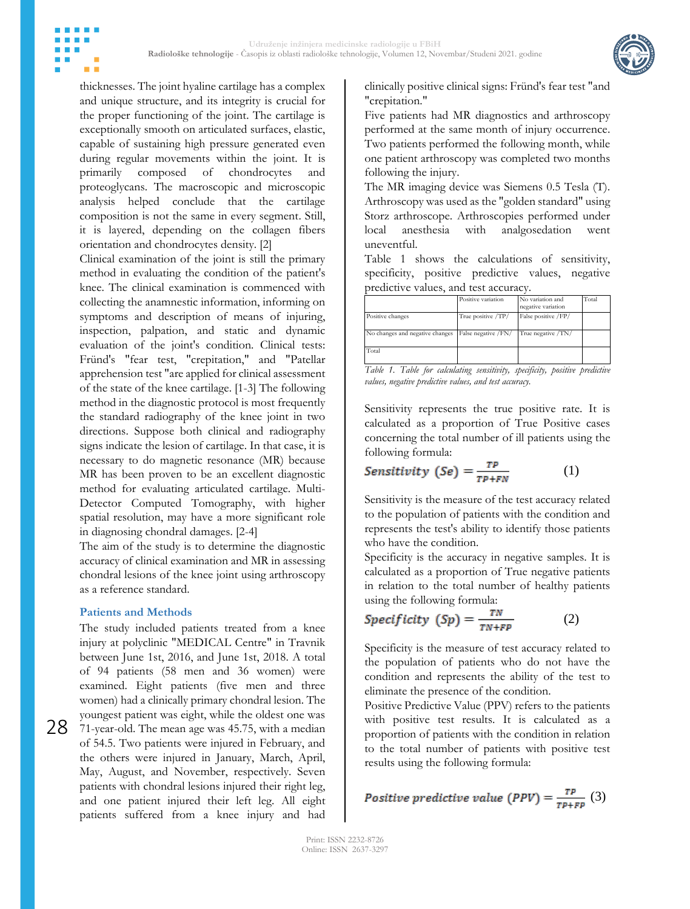thicknesses. The joint hyaline cartilage has a complex and unique structure, and its integrity is crucial for the proper functioning of the joint. The cartilage is exceptionally smooth on articulated surfaces, elastic, capable of sustaining high pressure generated even during regular movements within the joint. It is primarily composed of chondrocytes and proteoglycans. The macroscopic and microscopic analysis helped conclude that the cartilage composition is not the same in every segment. Still, it is layered, depending on the collagen fibers orientation and chondrocytes density. [2]

Clinical examination of the joint is still the primary method in evaluating the condition of the patient's knee. The clinical examination is commenced with collecting the anamnestic information, informing on symptoms and description of means of injuring, inspection, palpation, and static and dynamic evaluation of the joint's condition. Clinical tests: Fründ's "fear test, "crepitation," and "Patellar apprehension test "are applied for clinical assessment of the state of the knee cartilage. [1-3] The following method in the diagnostic protocol is most frequently the standard radiography of the knee joint in two directions. Suppose both clinical and radiography signs indicate the lesion of cartilage. In that case, it is necessary to do magnetic resonance (MR) because MR has been proven to be an excellent diagnostic method for evaluating articulated cartilage. Multi-Detector Computed Tomography, with higher spatial resolution, may have a more significant role in diagnosing chondral damages. [2-4]

The aim of the study is to determine the diagnostic accuracy of clinical examination and MR in assessing chondral lesions of the knee joint using arthroscopy as a reference standard.

## Patients and Methods

The study included patients treated from a knee injury at polyclinic "MEDICAL Centre" in Travnik between June 1st, 2016, and June 1st, 2018. A total of 94 patients (58 men and 36 women) were examined. Eight patients (five men and three women) had a clinically primary chondral lesion. The youngest patient was eight, while the oldest one was 71-year-old. The mean age was 45.75, with a median of 54.5. Two patients were injured in February, and the others were injured in January, March, April, May, August, and November, respectively. Seven patients with chondral lesions injured their right leg, and one patient injured their left leg. All eight patients suffered from a knee injury and had clinically positive clinical signs: Fründ's fear test "and "crepitation."

Five patients had MR diagnostics and arthroscopy performed at the same month of injury occurrence. Two patients performed the following month, while one patient arthroscopy was completed two months following the injury.

The MR imaging device was Siemens 0.5 Tesla (T). Arthroscopy was used as the "golden standard" using Storz arthroscope. Arthroscopies performed under local anesthesia with analgosedation went uneventful.

Table 1 shows the calculations of sensitivity, specificity, positive predictive values, negative predictive values, and test accuracy.

| | Positive variation | No variation and negative variation | Total |
|---|---|---|---|
| Positive changes | True positive /TP/ | False positive /FP/ | |
| No changes and negative changes | False negative /FN/ | True negative /TN/ | |
| Total | | | |

*Table 1. Table for calculating sensitivity, specificity, positive predictive values, negative predictive values, and test accuracy.*

Sensitivity represents the true positive rate. It is calculated as a proportion of True Positive cases concerning the total number of ill patients using the following formula:

$$\text{Sensitivity } (Se) = \frac{TP}{TP+FN} \qquad (1)$$

Sensitivity is the measure of the test accuracy related to the population of patients with the condition and represents the test's ability to identify those patients who have the condition.

Specificity is the accuracy in negative samples. It is calculated as a proportion of True negative patients in relation to the total number of healthy patients using the following formula:

$$\text{Specificity } (Sp) = \frac{TN}{TN+FP} \qquad (2)$$

Specificity is the measure of test accuracy related to the population of patients who do not have the condition and represents the ability of the test to eliminate the presence of the condition.

Positive Predictive Value (PPV) refers to the patients with positive test results. It is calculated as a proportion of patients with the condition in relation to the total number of patients with positive test results using the following formula:

$$\text{Positive predictive value } (PPV) = \frac{TP}{TP+FP} \qquad (3)$$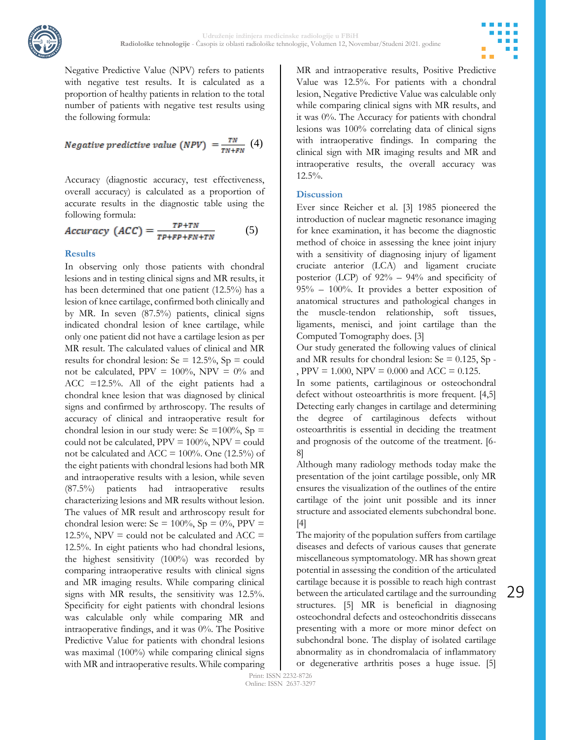Negative Predictive Value (NPV) refers to patients with negative test results. It is calculated as a proportion of healthy patients in relation to the total number of patients with negative test results using the following formula:

$$\textit{Negative predictive value (NPV)} = \frac{TN}{TN+FN} \quad (4)$$

Accuracy (diagnostic accuracy, test effectiveness, overall accuracy) is calculated as a proportion of accurate results in the diagnostic table using the following formula:

$$\textit{Accuracy (ACC)} = \frac{TP+TN}{TP+FP+FN+TN} \quad (5)$$

## Results

In observing only those patients with chondral lesions and in testing clinical signs and MR results, it has been determined that one patient (12.5%) has a lesion of knee cartilage, confirmed both clinically and by MR. In seven (87.5%) patients, clinical signs indicated chondral lesion of knee cartilage, while only one patient did not have a cartilage lesion as per MR result. The calculated values of clinical and MR results for chondral lesion: Se = 12.5%, Sp = could not be calculated, PPV = 100%, NPV = 0% and ACC =12.5%. All of the eight patients had a chondral knee lesion that was diagnosed by clinical signs and confirmed by arthroscopy. The results of accuracy of clinical and intraoperative result for chondral lesion in our study were: Se =100%, Sp = could not be calculated, PPV = 100%, NPV = could not be calculated and ACC = 100%. One (12.5%) of the eight patients with chondral lesions had both MR and intraoperative results with a lesion, while seven (87.5%) patients had intraoperative results characterizing lesions and MR results without lesion. The values of MR result and arthroscopy result for chondral lesion were: Se = 100%, Sp = 0%, PPV = 12.5%, NPV = could not be calculated and ACC = 12.5%. In eight patients who had chondral lesions, the highest sensitivity (100%) was recorded by comparing intraoperative results with clinical signs and MR imaging results. While comparing clinical signs with MR results, the sensitivity was 12.5%. Specificity for eight patients with chondral lesions was calculable only while comparing MR and intraoperative findings, and it was 0%. The Positive Predictive Value for patients with chondral lesions was maximal (100%) while comparing clinical signs with MR and intraoperative results. While comparing MR and intraoperative results, Positive Predictive Value was 12.5%. For patients with a chondral lesion, Negative Predictive Value was calculable only while comparing clinical signs with MR results, and it was 0%. The Accuracy for patients with chondral lesions was 100% correlating data of clinical signs with intraoperative findings. In comparing the clinical sign with MR imaging results and MR and intraoperative results, the overall accuracy was 12.5%.

## Discussion

Ever since Reicher et al. [3] 1985 pioneered the introduction of nuclear magnetic resonance imaging for knee examination, it has become the diagnostic method of choice in assessing the knee joint injury with a sensitivity of diagnosing injury of ligament cruciate anterior (LCA) and ligament cruciate posterior (LCP) of 92% – 94% and specificity of 95% – 100%. It provides a better exposition of anatomical structures and pathological changes in the muscle-tendon relationship, soft tissues, ligaments, menisci, and joint cartilage than the Computed Tomography does. [3]

Our study generated the following values of clinical and MR results for chondral lesion: Se = 0.125, Sp - , PPV = 1.000, NPV = 0.000 and ACC = 0.125.

In some patients, cartilaginous or osteochondral defect without osteoarthritis is more frequent. [4,5] Detecting early changes in cartilage and determining the degree of cartilaginous defects without osteoarthritis is essential in deciding the treatment and prognosis of the outcome of the treatment. [6-8]

Although many radiology methods today make the presentation of the joint cartilage possible, only MR ensures the visualization of the outlines of the entire cartilage of the joint unit possible and its inner structure and associated elements subchondral bone. [4]

The majority of the population suffers from cartilage diseases and defects of various causes that generate miscellaneous symptomatology. MR has shown great potential in assessing the condition of the articulated cartilage because it is possible to reach high contrast between the articulated cartilage and the surrounding structures. [5] MR is beneficial in diagnosing osteochondral defects and osteochondritis dissecans presenting with a more or more minor defect on subchondral bone. The display of isolated cartilage abnormality as in chondromalacia of inflammatory or degenerative arthritis poses a huge issue. [5]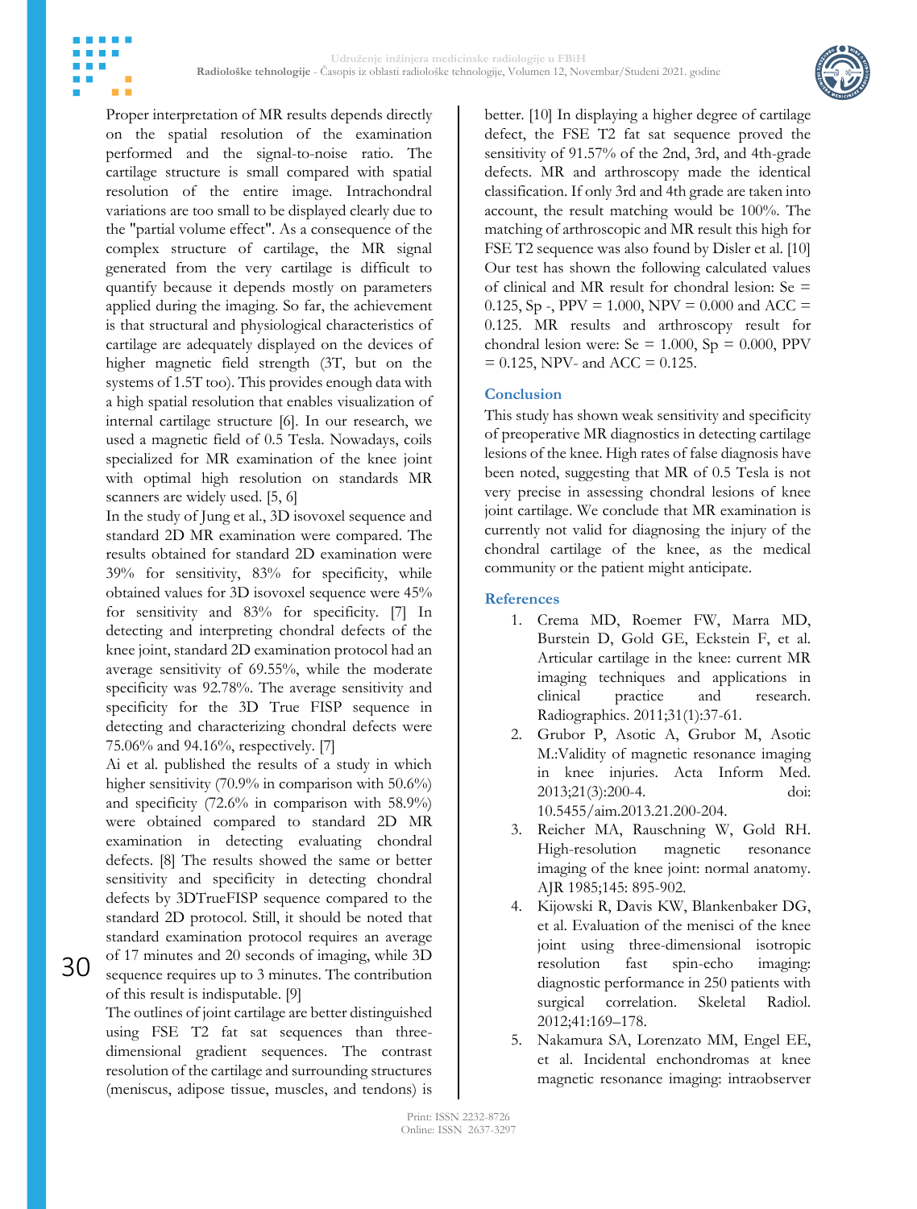Proper interpretation of MR results depends directly on the spatial resolution of the examination performed and the signal-to-noise ratio. The cartilage structure is small compared with spatial resolution of the entire image. Intrachondral variations are too small to be displayed clearly due to the "partial volume effect". As a consequence of the complex structure of cartilage, the MR signal generated from the very cartilage is difficult to quantify because it depends mostly on parameters applied during the imaging. So far, the achievement is that structural and physiological characteristics of cartilage are adequately displayed on the devices of higher magnetic field strength (3T, but on the systems of 1.5T too). This provides enough data with a high spatial resolution that enables visualization of internal cartilage structure [6]. In our research, we used a magnetic field of 0.5 Tesla. Nowadays, coils specialized for MR examination of the knee joint with optimal high resolution on standards MR scanners are widely used. [5, 6]

In the study of Jung et al., 3D isovoxel sequence and standard 2D MR examination were compared. The results obtained for standard 2D examination were 39% for sensitivity, 83% for specificity, while obtained values for 3D isovoxel sequence were 45% for sensitivity and 83% for specificity. [7] In detecting and interpreting chondral defects of the knee joint, standard 2D examination protocol had an average sensitivity of 69.55%, while the moderate specificity was 92.78%. The average sensitivity and specificity for the 3D True FISP sequence in detecting and characterizing chondral defects were 75.06% and 94.16%, respectively. [7]

Ai et al. published the results of a study in which higher sensitivity (70.9% in comparison with 50.6%) and specificity (72.6% in comparison with 58.9%) were obtained compared to standard 2D MR examination in detecting evaluating chondral defects. [8] The results showed the same or better sensitivity and specificity in detecting chondral defects by 3DTrueFISP sequence compared to the standard 2D protocol. Still, it should be noted that standard examination protocol requires an average of 17 minutes and 20 seconds of imaging, while 3D sequence requires up to 3 minutes. The contribution of this result is indisputable. [9]

The outlines of joint cartilage are better distinguished using FSE T2 fat sat sequences than three-dimensional gradient sequences. The contrast resolution of the cartilage and surrounding structures (meniscus, adipose tissue, muscles, and tendons) is better. [10] In displaying a higher degree of cartilage defect, the FSE T2 fat sat sequence proved the sensitivity of 91.57% of the 2nd, 3rd, and 4th-grade defects. MR and arthroscopy made the identical classification. If only 3rd and 4th grade are taken into account, the result matching would be 100%. The matching of arthroscopic and MR result this high for FSE T2 sequence was also found by Disler et al. [10] Our test has shown the following calculated values of clinical and MR result for chondral lesion: Se = 0.125, Sp -, PPV = 1.000, NPV = 0.000 and ACC = 0.125. MR results and arthroscopy result for chondral lesion were: Se = 1.000, Sp = 0.000, PPV = 0.125, NPV- and ACC = 0.125.

## Conclusion

This study has shown weak sensitivity and specificity of preoperative MR diagnostics in detecting cartilage lesions of the knee. High rates of false diagnosis have been noted, suggesting that MR of 0.5 Tesla is not very precise in assessing chondral lesions of knee joint cartilage. We conclude that MR examination is currently not valid for diagnosing the injury of the chondral cartilage of the knee, as the medical community or the patient might anticipate.

## References

1. Crema MD, Roemer FW, Marra MD, Burstein D, Gold GE, Eckstein F, et al. Articular cartilage in the knee: current MR imaging techniques and applications in clinical practice and research. Radiographics. 2011;31(1):37-61.
2. Grubor P, Asotic A, Grubor M, Asotic M.:Validity of magnetic resonance imaging in knee injuries. Acta Inform Med. 2013;21(3):200-4. doi: 10.5455/aim.2013.21.200-204.
3. Reicher MA, Rauschning W, Gold RH. High-resolution magnetic resonance imaging of the knee joint: normal anatomy. AJR 1985;145: 895-902.
4. Kijowski R, Davis KW, Blankenbaker DG, et al. Evaluation of the menisci of the knee joint using three-dimensional isotropic resolution fast spin-echo imaging: diagnostic performance in 250 patients with surgical correlation. Skeletal Radiol. 2012;41:169–178.
5. Nakamura SA, Lorenzato MM, Engel EE, et al. Incidental enchondromas at knee magnetic resonance imaging: intraobserver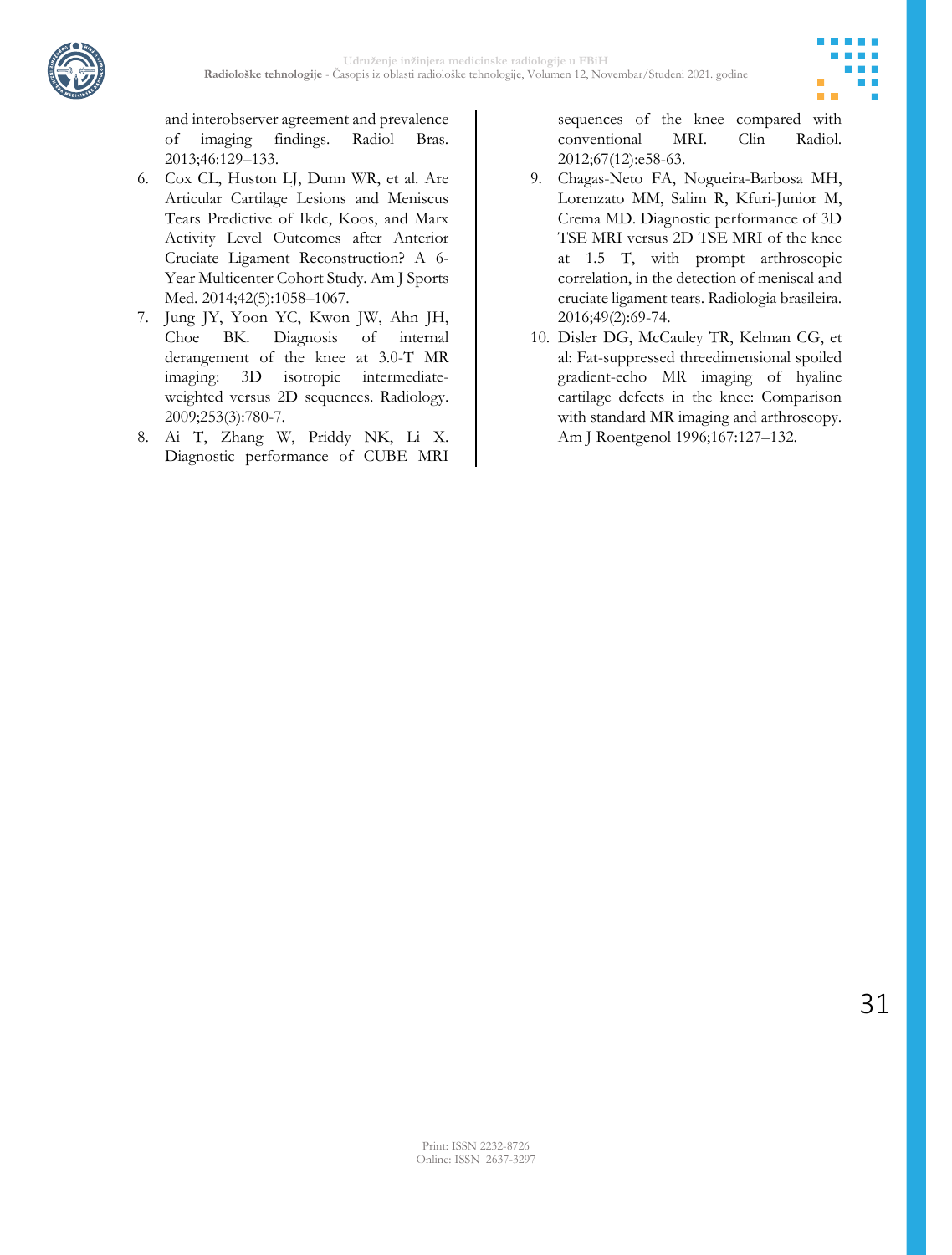and interobserver agreement and prevalence of imaging findings. Radiol Bras. 2013;46:129–133.

6. Cox CL, Huston LJ, Dunn WR, et al. Are Articular Cartilage Lesions and Meniscus Tears Predictive of Ikdc, Koos, and Marx Activity Level Outcomes after Anterior Cruciate Ligament Reconstruction? A 6-Year Multicenter Cohort Study. Am J Sports Med. 2014;42(5):1058–1067.
7. Jung JY, Yoon YC, Kwon JW, Ahn JH, Choe BK. Diagnosis of internal derangement of the knee at 3.0-T MR imaging: 3D isotropic intermediate-weighted versus 2D sequences. Radiology. 2009;253(3):780-7.
8. Ai T, Zhang W, Priddy NK, Li X. Diagnostic performance of CUBE MRI sequences of the knee compared with conventional MRI. Clin Radiol. 2012;67(12):e58-63.
9. Chagas-Neto FA, Nogueira-Barbosa MH, Lorenzato MM, Salim R, Kfuri-Junior M, Crema MD. Diagnostic performance of 3D TSE MRI versus 2D TSE MRI of the knee at 1.5 T, with prompt arthroscopic correlation, in the detection of meniscal and cruciate ligament tears. Radiologia brasileira. 2016;49(2):69-74.
10. Disler DG, McCauley TR, Kelman CG, et al: Fat-suppressed threedimensional spoiled gradient-echo MR imaging of hyaline cartilage defects in the knee: Comparison with standard MR imaging and arthroscopy. Am J Roentgenol 1996;167:127–132.